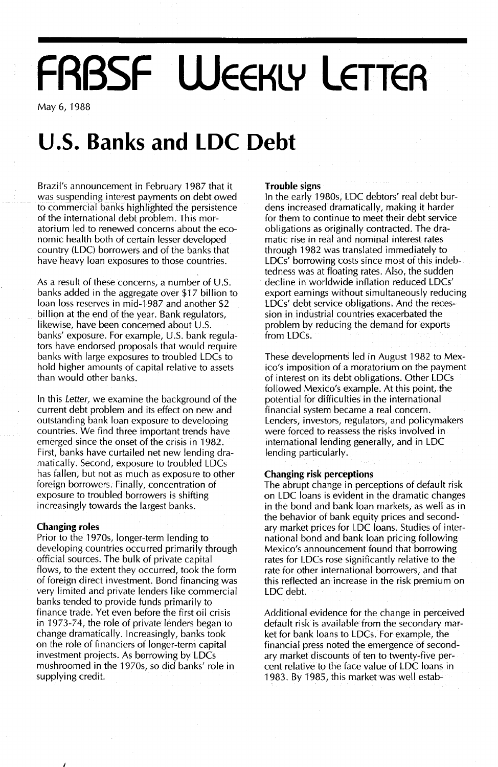# FRBSF Weekly Letter

May 6, 1988

# U.S. Banks and LDC Debt

Brazil's announcement in February 1987 that it was suspending interest payments on debt owed to commercial banks highlighted the persistence of the international debt problem. This moratorium led to renewed concerns about the economic health both of certain lesser developed country (LDC) borrowers and of the banks that have heavy loan exposures to those countries.

As a result of these concerns, a number of U.S. banks added in the aggregate over $17 billion to loan loss reserves in mid-1987 and another $2 billion at the end of the year. Bank regulators, likewise, have been concerned about U.S. banks' exposure. For example, U.S. bank regulators have endorsed proposals that would require banks with large exposures to troubled LDCs to hold higher amounts of capital relative to assets than would other banks.

In this *Letter*, we examine the background of the current debt problem and its effect on new and outstanding bank loan exposure to developing countries. We find three important trends have emerged since the onset of the crisis in 1982. First, banks have curtailed net new lending dramatically. Second, exposure to troubled LDCs has fallen, but not as much as exposure to other foreign borrowers. Finally, concentration of exposure to troubled borrowers is shifting increasingly towards the largest banks.

### Changing roles

Prior to the 1970s, longer-term lending to developing countries occurred primarily through official sources. The bulk of private capital flows, to the extent they occurred, took the form of foreign direct investment. Bond financing was very limited and private lenders like commercial banks tended to provide funds primarily to finance trade. Yet even before the first oil crisis in 1973-74, the role of private lenders began to change dramatically. Increasingly, banks took on the role of financiers of longer-term capital investment projects. As borrowing by LDCs mushroomed in the 1970s, so did banks' role in supplying credit.

### Trouble signs

In the early 1980s, LDC debtors' real debt burdens increased dramatically, making it harder for them to continue to meet their debt service obligations as originally contracted. The dramatic rise in real and nominal interest rates through 1982 was translated immediately to LDCs' borrowing costs since most of this indebtedness was at floating rates. Also, the sudden decline in worldwide inflation reduced LDCs' export earnings without simultaneously reducing LDCs' debt service obligations. And the recession in industrial countries exacerbated the problem by reducing the demand for exports from LDCs.

These developments led in August 1982 to Mexico's imposition of a moratorium on the payment of interest on its debt obligations. Other LDCs followed Mexico's example. At this point, the potential for difficulties in the international financial system became a real concern. Lenders, investors, regulators, and policymakers were forced to reassess the risks involved in international lending generally, and in LDC lending particularly.

### Changing risk perceptions

The abrupt change in perceptions of default risk on LDC loans is evident in the dramatic changes in the bond and bank loan markets, as well as in the behavior of bank equity prices and secondary market prices for LDC loans. Studies of international bond and bank loan pricing following Mexico's announcement found that borrowing rates for LDCs rose significantly relative to the rate for other international borrowers, and that this reflected an increase in the risk premium on LDC debt.

Additional evidence for the change in perceived default risk is available from the secondary market for bank loans to LDCs. For example, the financial press noted the emergence of secondary market discounts of ten to twenty-five percent relative to the face value of LDC loans in 1983. By 1985, this market was well estab-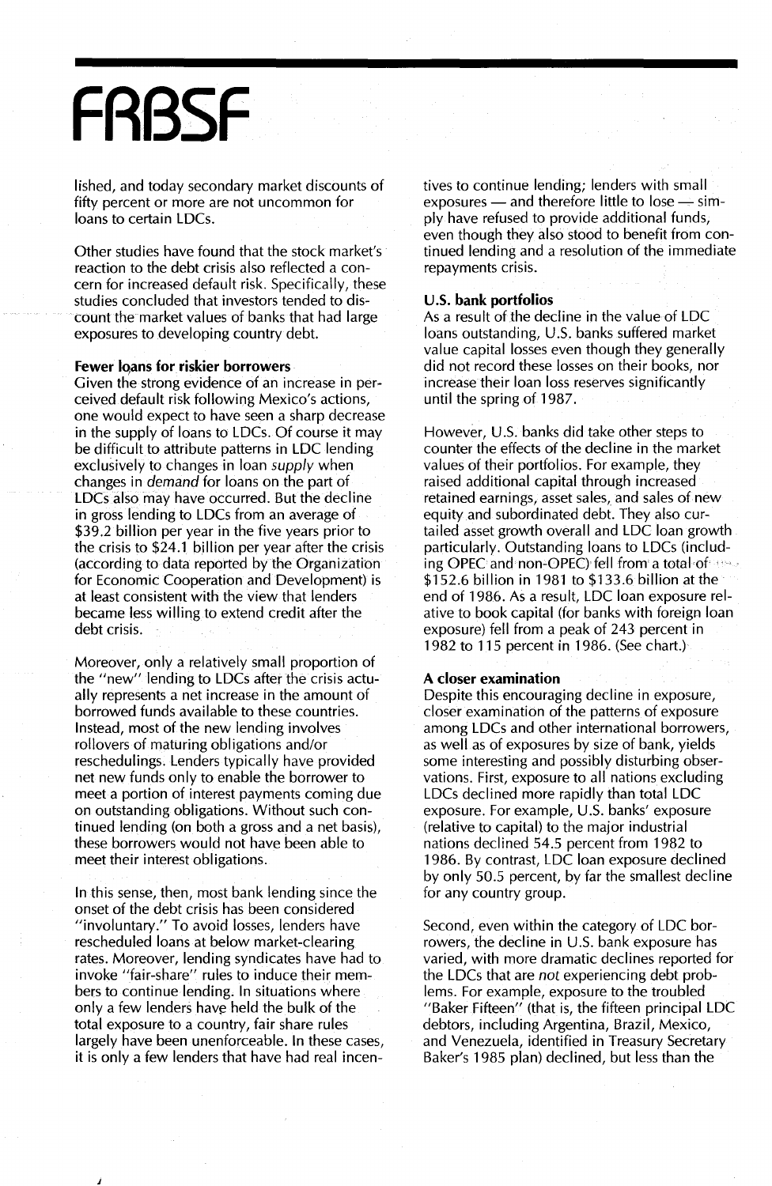lished, and today secondary market discounts of fifty percent or more are not uncommon for loans to certain LDCs.

Other studies have found that the stock market's reaction to the debt crisis also reflected a concern for increased default risk. Specifically, these studies concluded that investors tended to discount the market values of banks that had large exposures to developing country debt.

**Fewer loans for riskier borrowers**

Given the strong evidence of an increase in perceived default risk following Mexico's actions, one would expect to have seen a sharp decrease in the supply of loans to LDCs. Of course it may be difficult to attribute patterns in LDC lending exclusively to changes in loan *supply* when changes in *demand* for loans on the part of LDCs also may have occurred. But the decline in gross lending to LDCs from an average of $39.2 billion per year in the five years prior to the crisis to $24.1 billion per year after the crisis (according to data reported by the Organization for Economic Cooperation and Development) is at least consistent with the view that lenders became less willing to extend credit after the debt crisis.

Moreover, only a relatively small proportion of the "new" lending to LDCs after the crisis actually represents a net increase in the amount of borrowed funds available to these countries. Instead, most of the new lending involves rollovers of maturing obligations and/or reschedulings. Lenders typically have provided net new funds only to enable the borrower to meet a portion of interest payments coming due on outstanding obligations. Without such continued lending (on both a gross and a net basis), these borrowers would not have been able to meet their interest obligations.

In this sense, then, most bank lending since the onset of the debt crisis has been considered "involuntary." To avoid losses, lenders have rescheduled loans at below market-clearing rates. Moreover, lending syndicates have had to invoke "fair-share" rules to induce their members to continue lending. In situations where only a few lenders have held the bulk of the total exposure to a country, fair share rules largely have been unenforceable. In these cases, it is only a few lenders that have had real incentives to continue lending; lenders with small exposures — and therefore little to lose — simply have refused to provide additional funds, even though they also stood to benefit from continued lending and a resolution of the immediate repayments crisis.

**U.S. bank portfolios**

As a result of the decline in the value of LDC loans outstanding, U.S. banks suffered market value capital losses even though they generally did not record these losses on their books, nor increase their loan loss reserves significantly until the spring of 1987.

However, U.S. banks did take other steps to counter the effects of the decline in the market values of their portfolios. For example, they raised additional capital through increased retained earnings, asset sales, and sales of new equity and subordinated debt. They also curtailed asset growth overall and LDC loan growth particularly. Outstanding loans to LDCs (including OPEC and non-OPEC) fell from a total of $152.6 billion in 1981 to $133.6 billion at the end of 1986. As a result, LDC loan exposure relative to book capital (for banks with foreign loan exposure) fell from a peak of 243 percent in 1982 to 115 percent in 1986. (See chart.)

**A closer examination**

Despite this encouraging decline in exposure, closer examination of the patterns of exposure among LDCs and other international borrowers, as well as of exposures by size of bank, yields some interesting and possibly disturbing observations. First, exposure to all nations excluding LDCs declined more rapidly than total LDC exposure. For example, U.S. banks' exposure (relative to capital) to the major industrial nations declined 54.5 percent from 1982 to 1986. By contrast, LDC loan exposure declined by only 50.5 percent, by far the smallest decline for any country group.

Second, even within the category of LDC borrowers, the decline in U.S. bank exposure has varied, with more dramatic declines reported for the LDCs that are *not* experiencing debt problems. For example, exposure to the troubled "Baker Fifteen" (that is, the fifteen principal LDC debtors, including Argentina, Brazil, Mexico, and Venezuela, identified in Treasury Secretary Baker's 1985 plan) declined, but less than the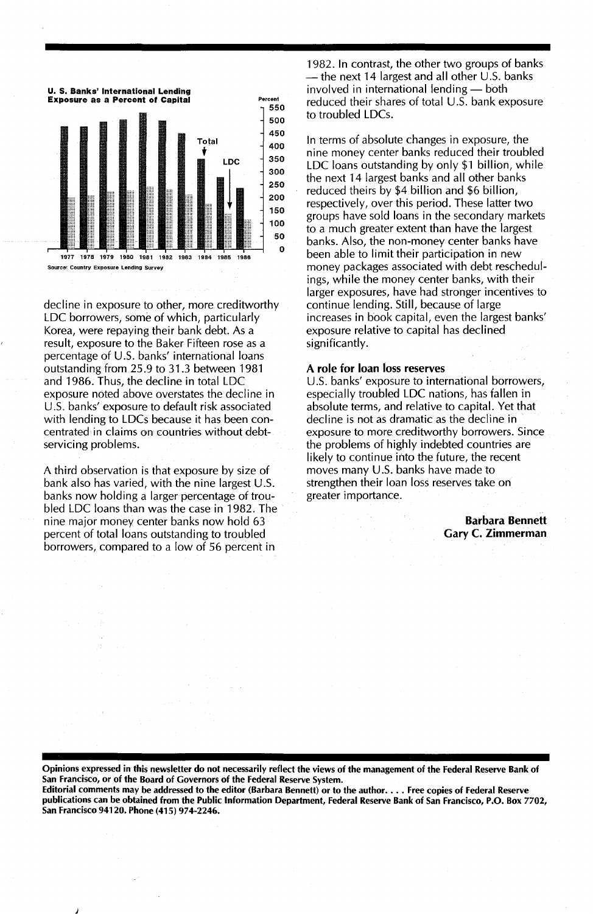**U. S. Banks' International Lending Exposure as a Percent of Capital**

Source: Country Exposure Lending Survey

decline in exposure to other, more creditworthy LDC borrowers, some of which, particularly Korea, were repaying their bank debt. As a result, exposure to the Baker Fifteen rose as a percentage of U.S. banks' international loans outstanding from 25.9 to 31.3 between 1981 and 1986. Thus, the decline in total LDC exposure noted above overstates the decline in U.S. banks' exposure to default risk associated with lending to LDCs because it has been concentrated in claims on countries without debt-servicing problems.

A third observation is that exposure by size of bank also has varied, with the nine largest U.S. banks now holding a larger percentage of troubled LDC loans than was the case in 1982. The nine major money center banks now hold 63 percent of total loans outstanding to troubled borrowers, compared to a low of 56 percent in 1982. In contrast, the other two groups of banks — the next 14 largest and all other U.S. banks involved in international lending — both reduced their shares of total U.S. bank exposure to troubled LDCs.

In terms of absolute changes in exposure, the nine money center banks reduced their troubled LDC loans outstanding by only $1 billion, while the next 14 largest banks and all other banks reduced theirs by $4 billion and $6 billion, respectively, over this period. These latter two groups have sold loans in the secondary markets to a much greater extent than have the largest banks. Also, the non-money center banks have been able to limit their participation in new money packages associated with debt reschedulings, while the money center banks, with their larger exposures, have had stronger incentives to continue lending. Still, because of large increases in book capital, even the largest banks' exposure relative to capital has declined significantly.

### A role for loan loss reserves

U.S. banks' exposure to international borrowers, especially troubled LDC nations, has fallen in absolute terms, and relative to capital. Yet that decline is not as dramatic as the decline in exposure to more creditworthy borrowers. Since the problems of highly indebted countries are likely to continue into the future, the recent moves many U.S. banks have made to strengthen their loan loss reserves take on greater importance.

**Barbara Bennett**
**Gary C. Zimmerman**

**Opinions expressed in this newsletter do not necessarily reflect the views of the management of the Federal Reserve Bank of San Francisco, or of the Board of Governors of the Federal Reserve System.**
**Editorial comments may be addressed to the editor (Barbara Bennett) or to the author. . . . Free copies of Federal Reserve publications can be obtained from the Public Information Department, Federal Reserve Bank of San Francisco, P.O. Box 7702, San Francisco 94120. Phone (415) 974-2246.**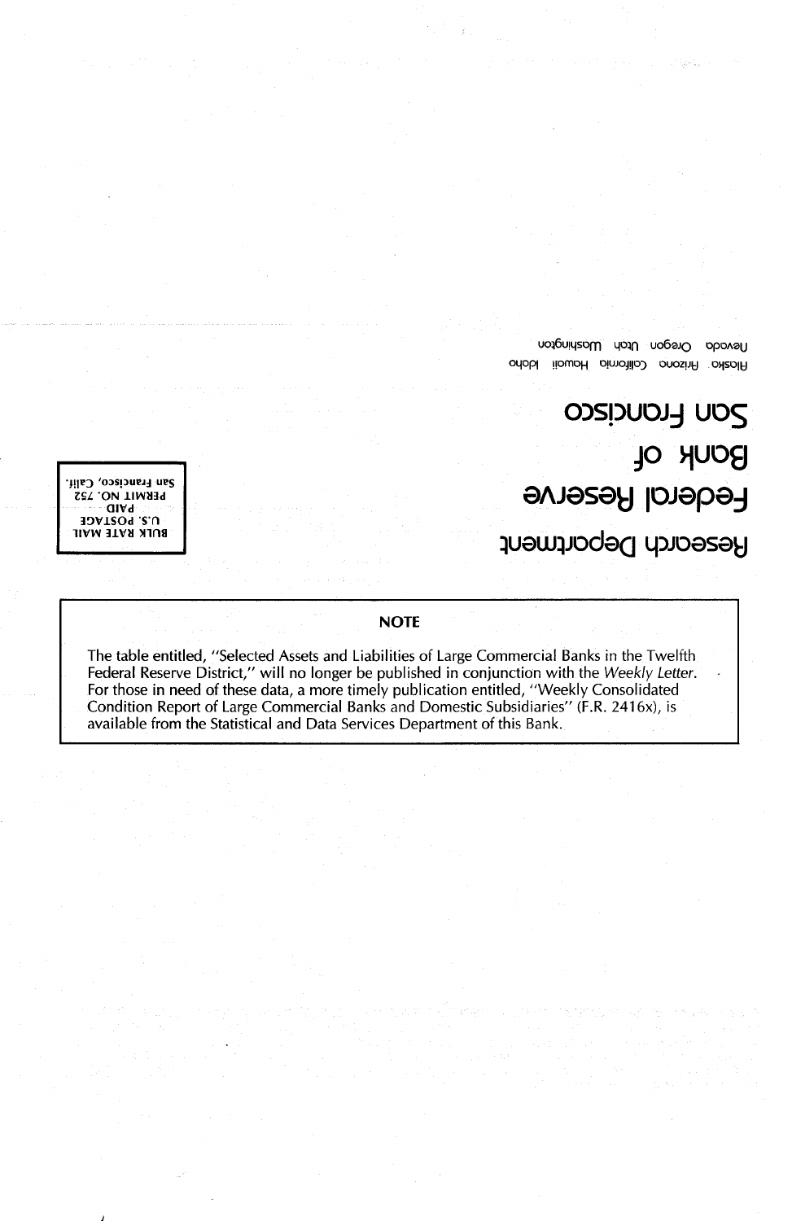Research Department

Federal Reserve

Bank of

San Francisco

Alaska Arizona California Hawaii Idaho

Nevada Oregon Utah Washington

BULK RATE MAIL
U.S. POSTAGE
PAID
PERMIT NO. 752
San Francisco, Calif.

**NOTE**

The table entitled, "Selected Assets and Liabilities of Large Commercial Banks in the Twelfth Federal Reserve District," will no longer be published in conjunction with the *Weekly Letter*. For those in need of these data, a more timely publication entitled, "Weekly Consolidated Condition Report of Large Commercial Banks and Domestic Subsidiaries" (F.R. 2416x), is available from the Statistical and Data Services Department of this Bank.